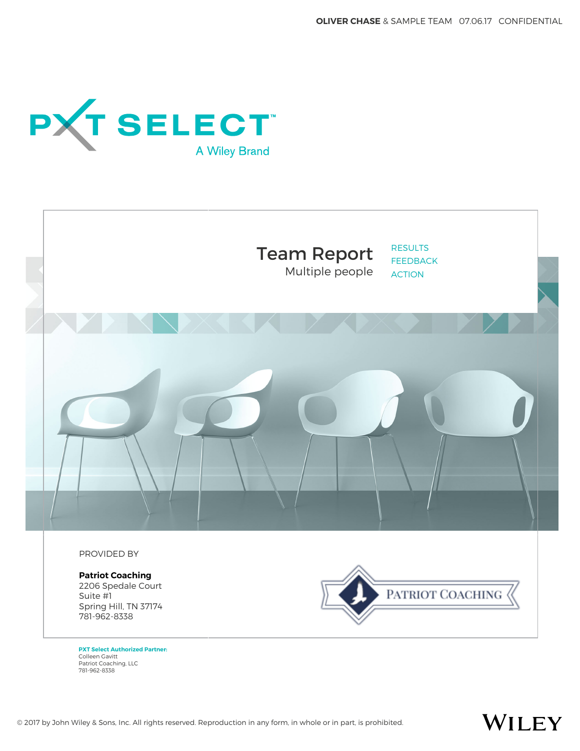OLIVER CHASE & SAMPLE TEAM 07.06.17 CONFIDENTIAL

# PXT SELECT™

A Wiley Brand

# Team Report

Multiple people

RESULTS
FEEDBACK
ACTION

PROVIDED BY

**Patriot Coaching**
2206 Spedale Court
Suite #1
Spring Hill, TN 37174
781-962-8338

PATRIOT COACHING

**PXT Select Authorized Partner:**
Colleen Gavitt
Patriot Coaching, LLC
781-962-8338

© 2017 by John Wiley & Sons, Inc. All rights reserved. Reproduction in any form, in whole or in part, is prohibited.

WILEY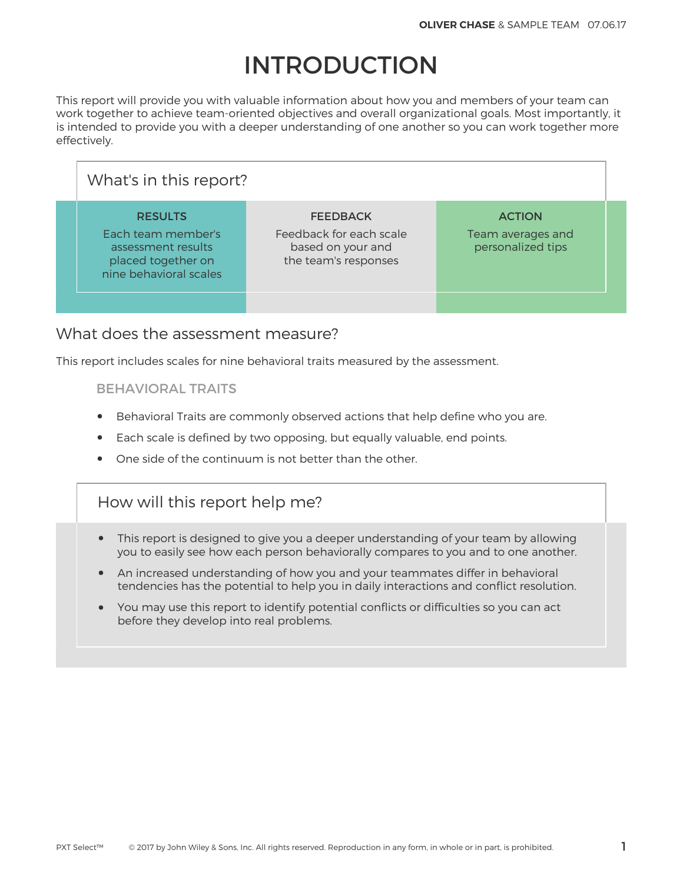# INTRODUCTION

This report will provide you with valuable information about how you and members of your team can work together to achieve team-oriented objectives and overall organizational goals. Most importantly, it is intended to provide you with a deeper understanding of one another so you can work together more effectively.

## What's in this report?

| RESULTS | FEEDBACK | ACTION |
| --- | --- | --- |
| Each team member's assessment results placed together on nine behavioral scales | Feedback for each scale based on your and the team's responses | Team averages and personalized tips |

## What does the assessment measure?

This report includes scales for nine behavioral traits measured by the assessment.

### BEHAVIORAL TRAITS

- Behavioral Traits are commonly observed actions that help define who you are.
- Each scale is defined by two opposing, but equally valuable, end points.
- One side of the continuum is not better than the other.

## How will this report help me?

- This report is designed to give you a deeper understanding of your team by allowing you to easily see how each person behaviorally compares to you and to one another.
- An increased understanding of how you and your teammates differ in behavioral tendencies has the potential to help you in daily interactions and conflict resolution.
- You may use this report to identify potential conflicts or difficulties so you can act before they develop into real problems.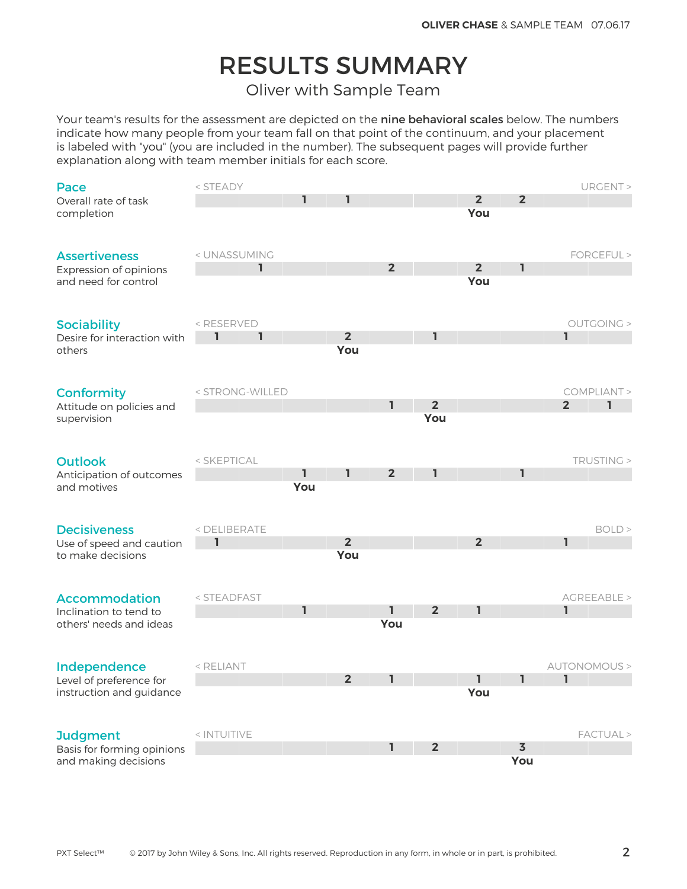# RESULTS SUMMARY

## Oliver with Sample Team

Your team's results for the assessment are depicted on the **nine behavioral scales** below. The numbers indicate how many people from your team fall on that point of the continuum, and your placement is labeled with "you" (you are included in the number). The subsequent pages will provide further explanation along with team member initials for each score.

| Scale | Description | Low end | 1 | 2 | 3 | 4 | 5 | 6 | 7 | 8 | 9 | 10 | High end |
|---|---|---|---|---|---|---|---|---|---|---|---|---|---|
| **Pace** | Overall rate of task completion | < STEADY | | | 1 | 1 | | | 2 **You** | 2 | | | URGENT > |
| **Assertiveness** | Expression of opinions and need for control | < UNASSUMING | | 1 | | | 2 | | 2 **You** | 1 | | | FORCEFUL > |
| **Sociability** | Desire for interaction with others | < RESERVED | 1 | 1 | | 2 **You** | | 1 | | | 1 | | OUTGOING > |
| **Conformity** | Attitude on policies and supervision | < STRONG-WILLED | | | | | 1 | 2 **You** | | | 2 | 1 | COMPLIANT > |
| **Outlook** | Anticipation of outcomes and motives | < SKEPTICAL | | | 1 **You** | 1 | 2 | 1 | | 1 | | | TRUSTING > |
| **Decisiveness** | Use of speed and caution to make decisions | < DELIBERATE | 1 | | | 2 **You** | | | 2 | | 1 | | BOLD > |
| **Accommodation** | Inclination to tend to others' needs and ideas | < STEADFAST | | | 1 | | 1 **You** | 2 | 1 | | 1 | | AGREEABLE > |
| **Independence** | Level of preference for instruction and guidance | < RELIANT | | | | 2 | 1 | | 1 **You** | 1 | 1 | | AUTONOMOUS > |
| **Judgment** | Basis for forming opinions and making decisions | < INTUITIVE | | | | | 1 | 2 | | 3 **You** | | | FACTUAL > |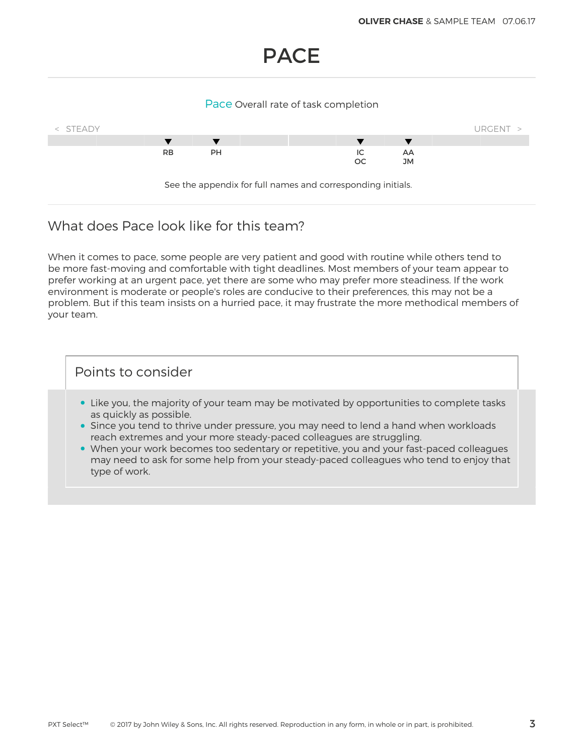# PACE

Pace Overall rate of task completion

< STEADY | URGENT >

| RB | PH | IC OC | AA JM |
|---|---|---|---|

See the appendix for full names and corresponding initials.

## What does Pace look like for this team?

When it comes to pace, some people are very patient and good with routine while others tend to be more fast-moving and comfortable with tight deadlines. Most members of your team appear to prefer working at an urgent pace, yet there are some who may prefer more steadiness. If the work environment is moderate or people's roles are conducive to their preferences, this may not be a problem. But if this team insists on a hurried pace, it may frustrate the more methodical members of your team.

### Points to consider

- Like you, the majority of your team may be motivated by opportunities to complete tasks as quickly as possible.
- Since you tend to thrive under pressure, you may need to lend a hand when workloads reach extremes and your more steady-paced colleagues are struggling.
- When your work becomes too sedentary or repetitive, you and your fast-paced colleagues may need to ask for some help from your steady-paced colleagues who tend to enjoy that type of work.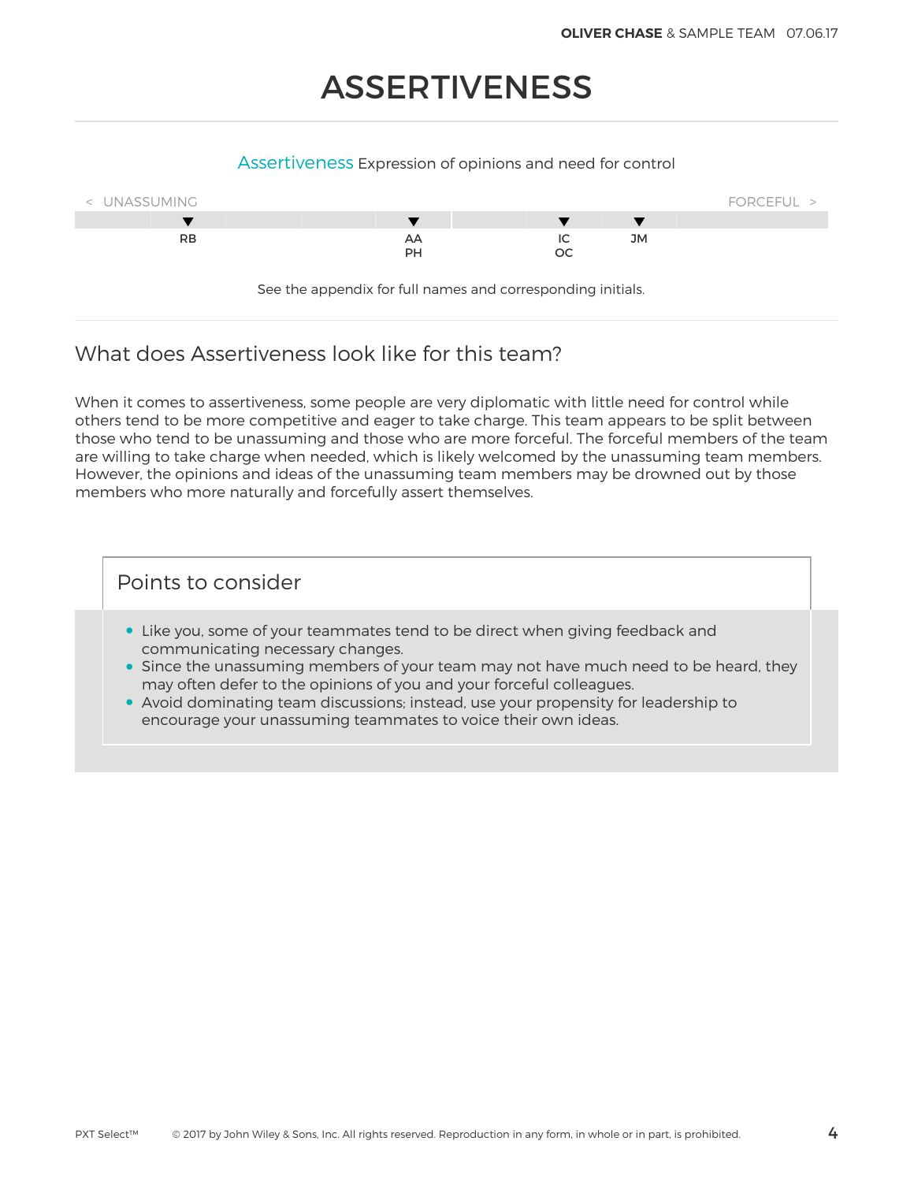# ASSERTIVENESS

**Assertiveness** Expression of opinions and need for control

< UNASSUMING — FORCEFUL >

| RB | AA, PH | IC, OC | JM |
|---|---|---|---|

See the appendix for full names and corresponding initials.

## What does Assertiveness look like for this team?

When it comes to assertiveness, some people are very diplomatic with little need for control while others tend to be more competitive and eager to take charge. This team appears to be split between those who tend to be unassuming and those who are more forceful. The forceful members of the team are willing to take charge when needed, which is likely welcomed by the unassuming team members. However, the opinions and ideas of the unassuming team members may be drowned out by those members who more naturally and forcefully assert themselves.

### Points to consider

- Like you, some of your teammates tend to be direct when giving feedback and communicating necessary changes.
- Since the unassuming members of your team may not have much need to be heard, they may often defer to the opinions of you and your forceful colleagues.
- Avoid dominating team discussions; instead, use your propensity for leadership to encourage your unassuming teammates to voice their own ideas.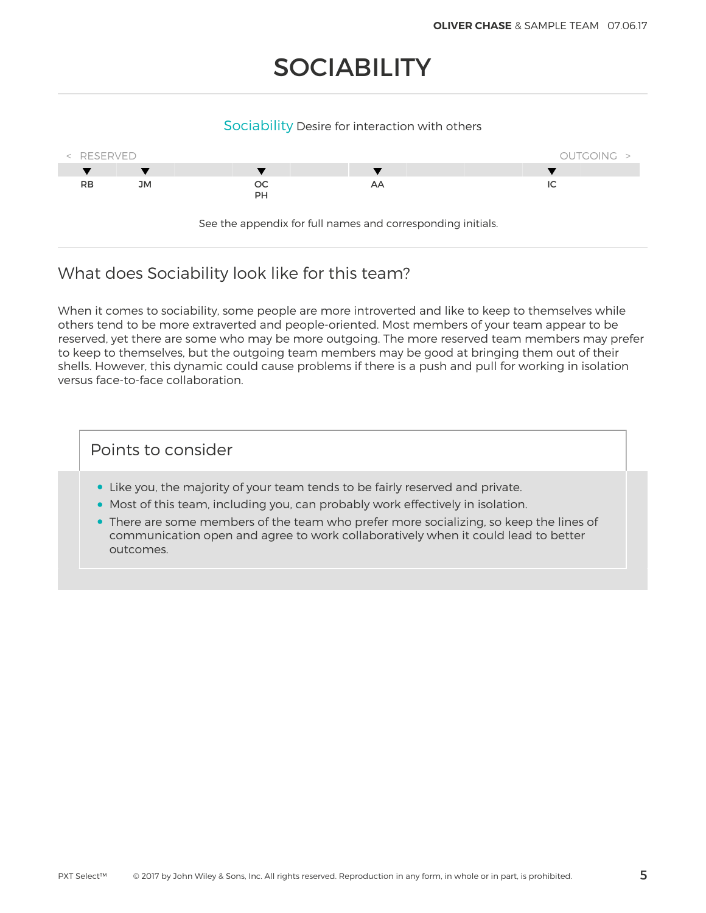# SOCIABILITY

**Sociability** Desire for interaction with others

< RESERVED … OUTGOING >

| RB | JM | | OC PH | | AA | | | IC | |
|---|---|---|---|---|---|---|---|---|---|

See the appendix for full names and corresponding initials.

## What does Sociability look like for this team?

When it comes to sociability, some people are more introverted and like to keep to themselves while others tend to be more extraverted and people-oriented. Most members of your team appear to be reserved, yet there are some who may be more outgoing. The more reserved team members may prefer to keep to themselves, but the outgoing team members may be good at bringing them out of their shells. However, this dynamic could cause problems if there is a push and pull for working in isolation versus face-to-face collaboration.

### Points to consider

- Like you, the majority of your team tends to be fairly reserved and private.
- Most of this team, including you, can probably work effectively in isolation.
- There are some members of the team who prefer more socializing, so keep the lines of communication open and agree to work collaboratively when it could lead to better outcomes.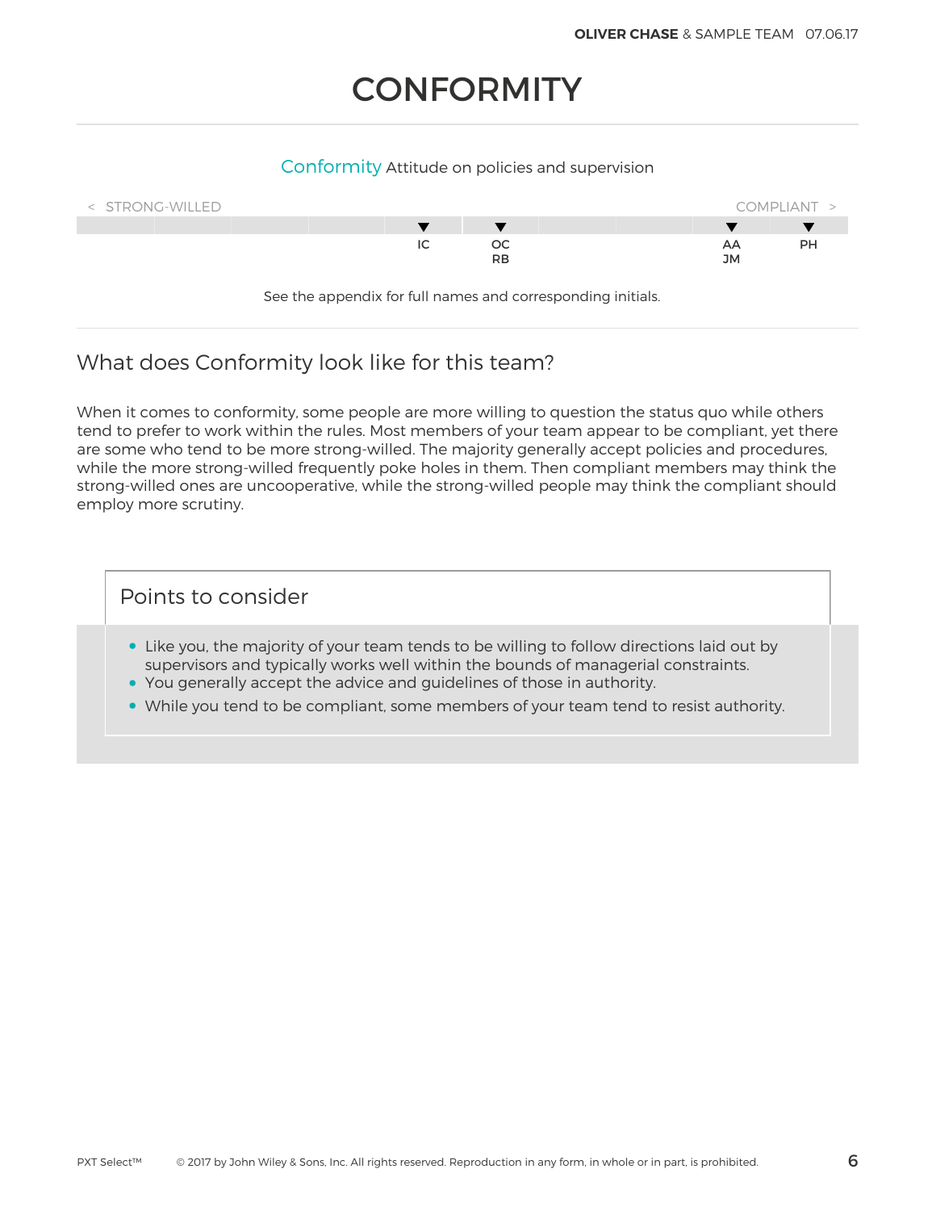# CONFORMITY

Conformity Attitude on policies and supervision

< STRONG-WILLED | COMPLIANT >

| | | | | | | | | | |
|---|---|---|---|---|---|---|---|---|---|
| | | | | ▼ | ▼ | | | ▼ | ▼ |
| | | | | IC | OC<br>RB | | | AA<br>JM | PH |

See the appendix for full names and corresponding initials.

## What does Conformity look like for this team?

When it comes to conformity, some people are more willing to question the status quo while others tend to prefer to work within the rules. Most members of your team appear to be compliant, yet there are some who tend to be more strong-willed. The majority generally accept policies and procedures, while the more strong-willed frequently poke holes in them. Then compliant members may think the strong-willed ones are uncooperative, while the strong-willed people may think the compliant should employ more scrutiny.

### Points to consider

- Like you, the majority of your team tends to be willing to follow directions laid out by supervisors and typically works well within the bounds of managerial constraints.
- You generally accept the advice and guidelines of those in authority.
- While you tend to be compliant, some members of your team tend to resist authority.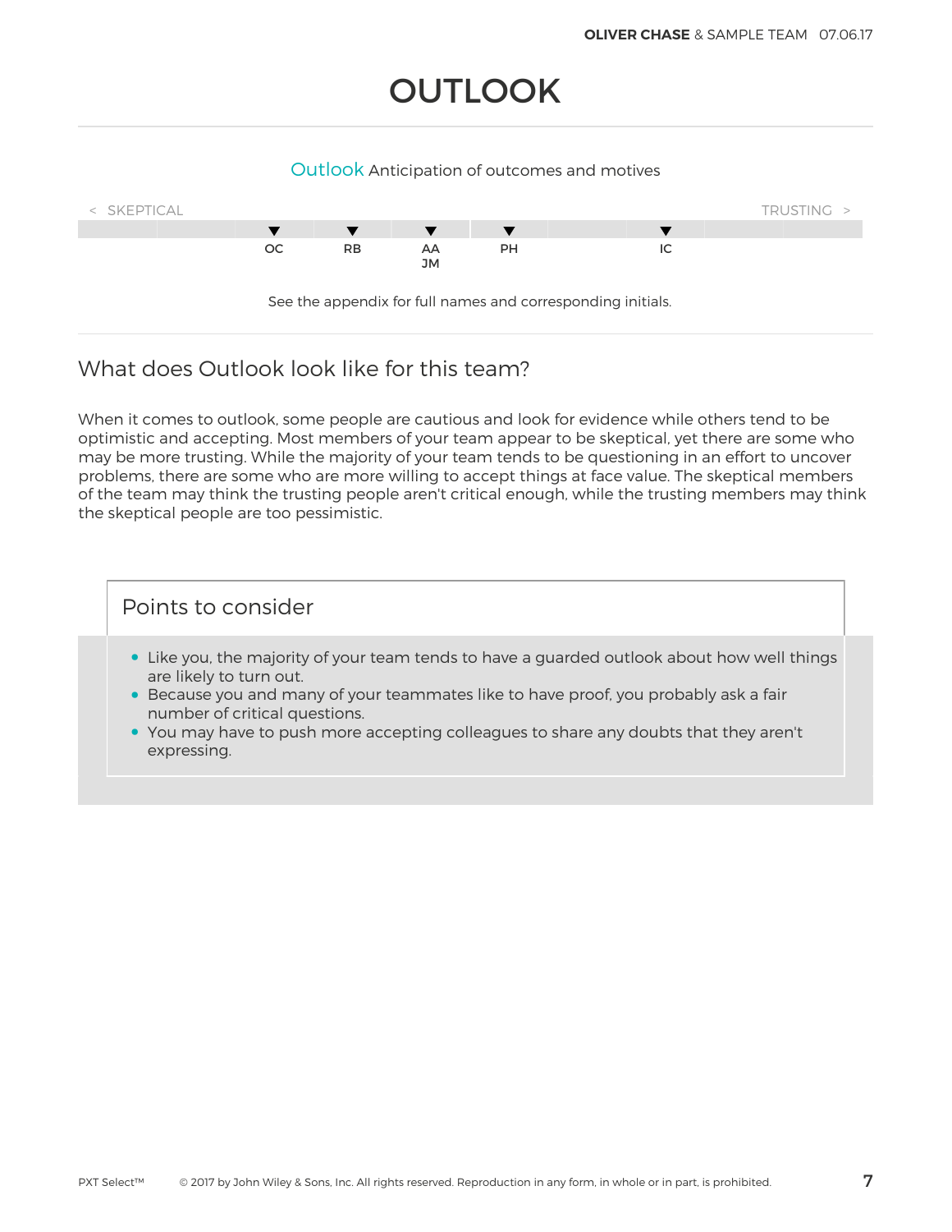# OUTLOOK

**Outlook** Anticipation of outcomes and motives

< SKEPTICAL — TRUSTING >

OC RB AA JM PH IC

See the appendix for full names and corresponding initials.

## What does Outlook look like for this team?

When it comes to outlook, some people are cautious and look for evidence while others tend to be optimistic and accepting. Most members of your team appear to be skeptical, yet there are some who may be more trusting. While the majority of your team tends to be questioning in an effort to uncover problems, there are some who are more willing to accept things at face value. The skeptical members of the team may think the trusting people aren't critical enough, while the trusting members may think the skeptical people are too pessimistic.

### Points to consider

- Like you, the majority of your team tends to have a guarded outlook about how well things are likely to turn out.
- Because you and many of your teammates like to have proof, you probably ask a fair number of critical questions.
- You may have to push more accepting colleagues to share any doubts that they aren't expressing.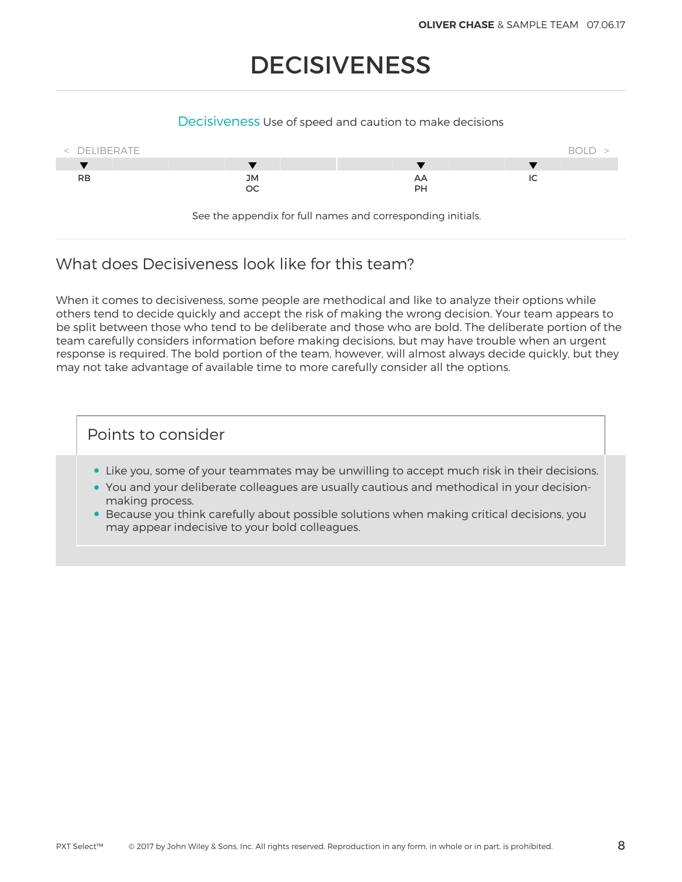# DECISIVENESS

Decisiveness Use of speed and caution to make decisions

< DELIBERATE — BOLD >

| RB | | | JM OC | | | AA PH | | IC | |
|---|---|---|---|---|---|---|---|---|---|

See the appendix for full names and corresponding initials.

## What does Decisiveness look like for this team?

When it comes to decisiveness, some people are methodical and like to analyze their options while others tend to decide quickly and accept the risk of making the wrong decision. Your team appears to be split between those who tend to be deliberate and those who are bold. The deliberate portion of the team carefully considers information before making decisions, but may have trouble when an urgent response is required. The bold portion of the team, however, will almost always decide quickly, but they may not take advantage of available time to more carefully consider all the options.

### Points to consider

- Like you, some of your teammates may be unwilling to accept much risk in their decisions.
- You and your deliberate colleagues are usually cautious and methodical in your decision-making process.
- Because you think carefully about possible solutions when making critical decisions, you may appear indecisive to your bold colleagues.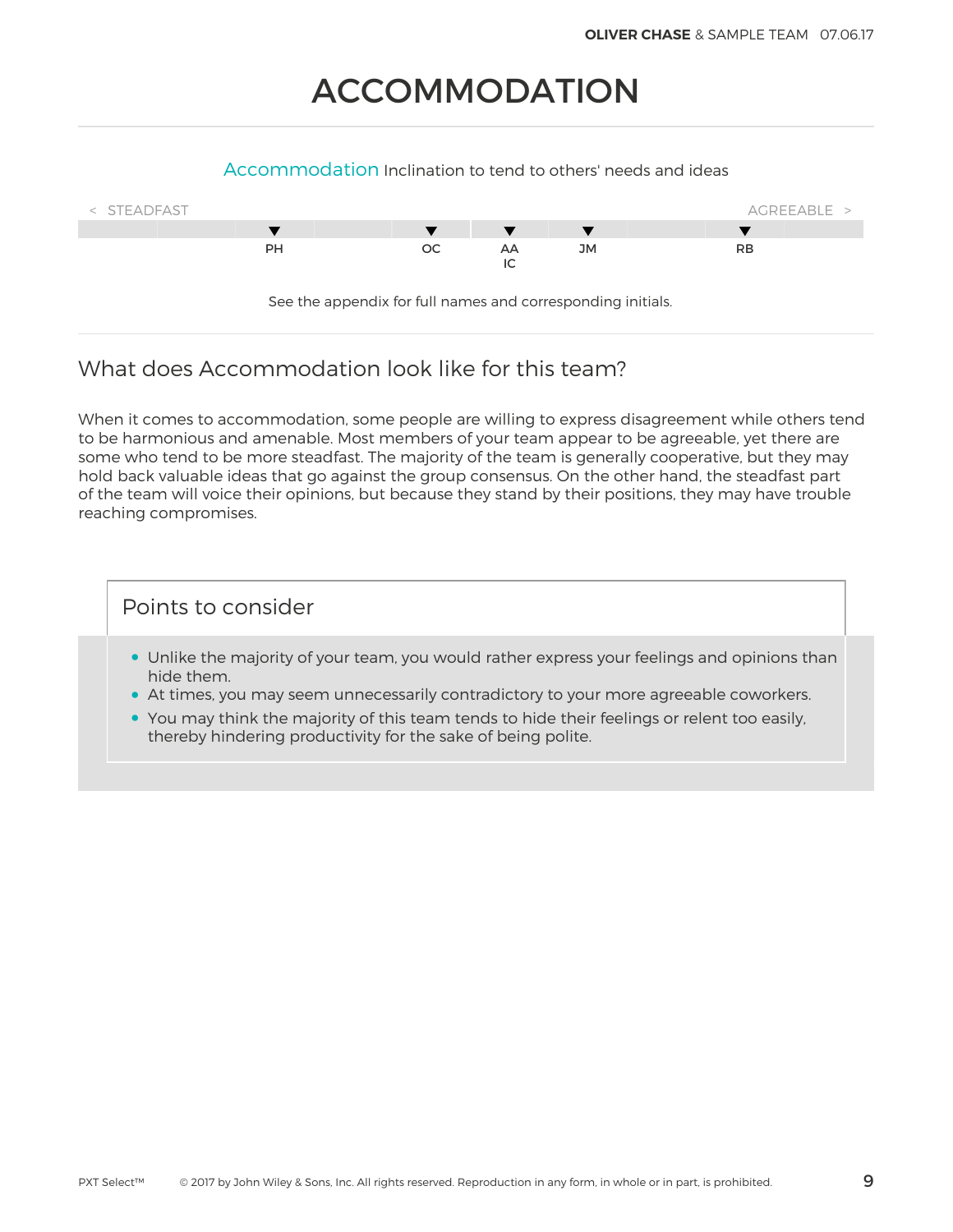# ACCOMMODATION

Accommodation Inclination to tend to others' needs and ideas

< STEADFAST — AGREEABLE >

PH — OC — AA, IC — JM — RB

See the appendix for full names and corresponding initials.

## What does Accommodation look like for this team?

When it comes to accommodation, some people are willing to express disagreement while others tend to be harmonious and amenable. Most members of your team appear to be agreeable, yet there are some who tend to be more steadfast. The majority of the team is generally cooperative, but they may hold back valuable ideas that go against the group consensus. On the other hand, the steadfast part of the team will voice their opinions, but because they stand by their positions, they may have trouble reaching compromises.

### Points to consider

- Unlike the majority of your team, you would rather express your feelings and opinions than hide them.
- At times, you may seem unnecessarily contradictory to your more agreeable coworkers.
- You may think the majority of this team tends to hide their feelings or relent too easily, thereby hindering productivity for the sake of being polite.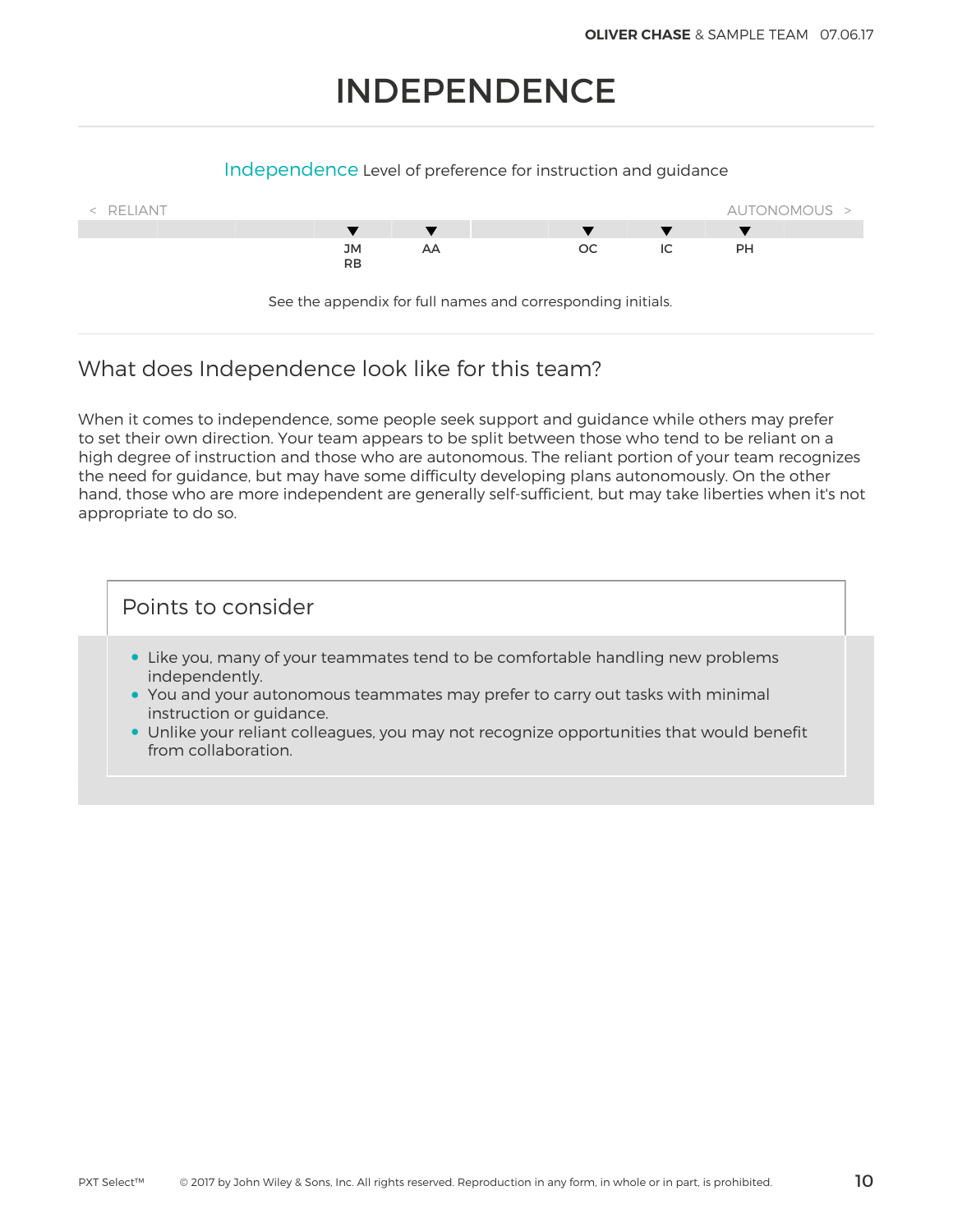# INDEPENDENCE

**Independence** Level of preference for instruction and guidance

< RELIANT — AUTONOMOUS >

JM RB | AA | OC | IC | PH

See the appendix for full names and corresponding initials.

## What does Independence look like for this team?

When it comes to independence, some people seek support and guidance while others may prefer to set their own direction. Your team appears to be split between those who tend to be reliant on a high degree of instruction and those who are autonomous. The reliant portion of your team recognizes the need for guidance, but may have some difficulty developing plans autonomously. On the other hand, those who are more independent are generally self-sufficient, but may take liberties when it's not appropriate to do so.

### Points to consider

- Like you, many of your teammates tend to be comfortable handling new problems independently.
- You and your autonomous teammates may prefer to carry out tasks with minimal instruction or guidance.
- Unlike your reliant colleagues, you may not recognize opportunities that would benefit from collaboration.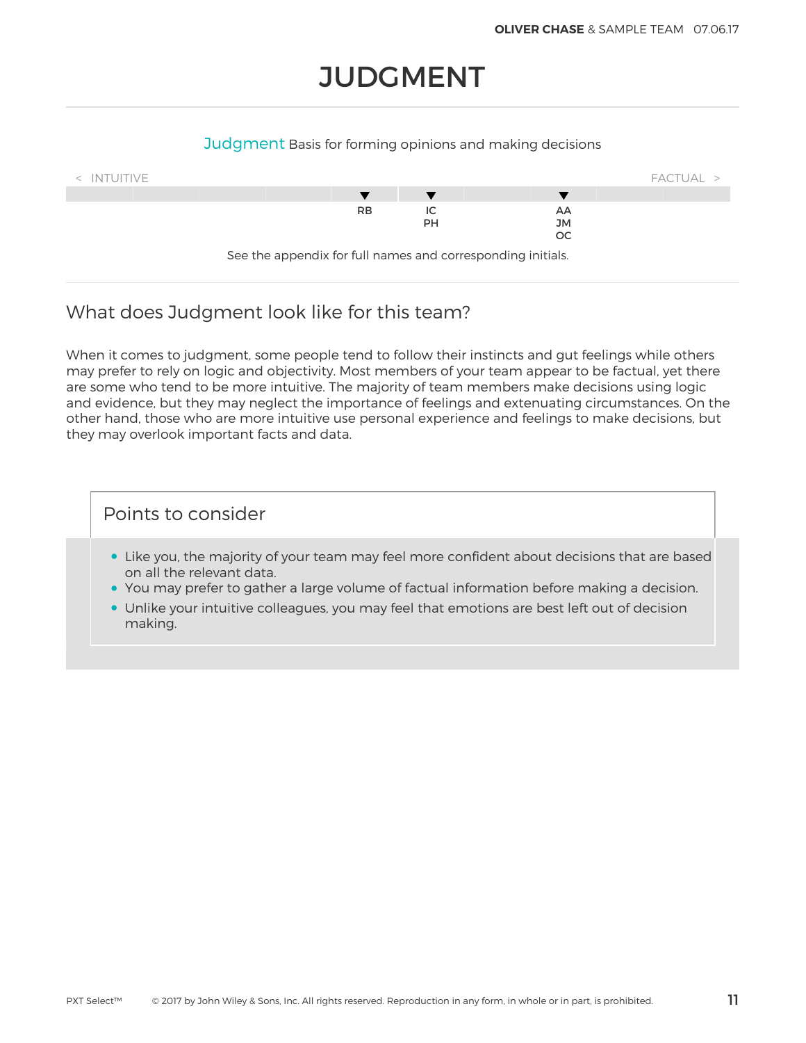# JUDGMENT

Judgment Basis for forming opinions and making decisions

< INTUITIVE FACTUAL >

RB

IC
PH

AA
JM
OC

See the appendix for full names and corresponding initials.

## What does Judgment look like for this team?

When it comes to judgment, some people tend to follow their instincts and gut feelings while others may prefer to rely on logic and objectivity. Most members of your team appear to be factual, yet there are some who tend to be more intuitive. The majority of team members make decisions using logic and evidence, but they may neglect the importance of feelings and extenuating circumstances. On the other hand, those who are more intuitive use personal experience and feelings to make decisions, but they may overlook important facts and data.

### Points to consider

- Like you, the majority of your team may feel more confident about decisions that are based on all the relevant data.
- You may prefer to gather a large volume of factual information before making a decision.
- Unlike your intuitive colleagues, you may feel that emotions are best left out of decision making.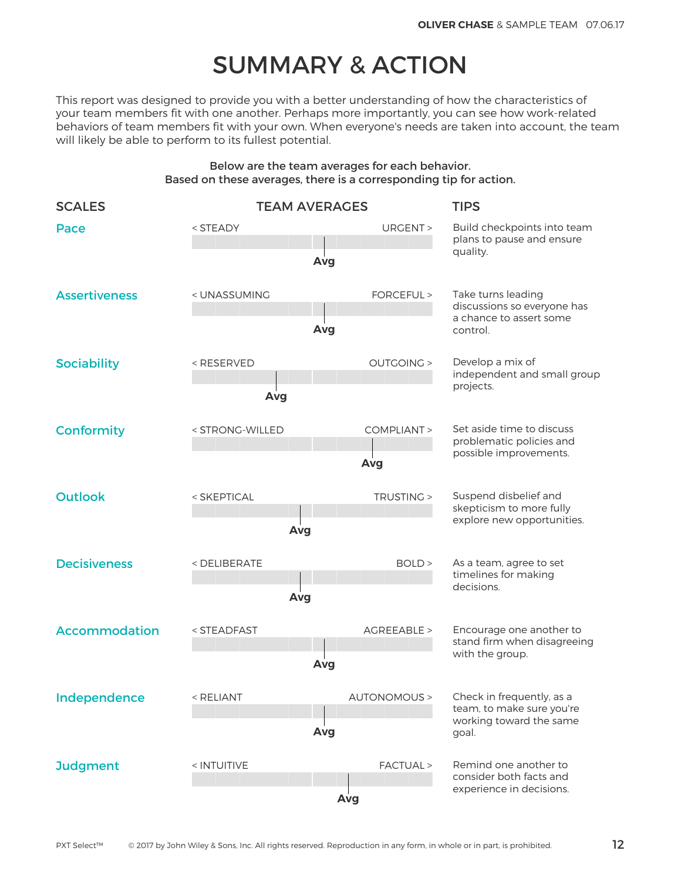# SUMMARY & ACTION

This report was designed to provide you with a better understanding of how the characteristics of your team members fit with one another. Perhaps more importantly, you can see how work-related behaviors of team members fit with your own. When everyone's needs are taken into account, the team will likely be able to perform to its fullest potential.

**Below are the team averages for each behavior.**
**Based on these averages, there is a corresponding tip for action.**

| SCALES | TEAM AVERAGES | | TIPS |
|---|---|---|---|
| **Pace** | < STEADY | URGENT > | Build checkpoints into team plans to pause and ensure quality. |
| **Assertiveness** | < UNASSUMING | FORCEFUL > | Take turns leading discussions so everyone has a chance to assert some control. |
| **Sociability** | < RESERVED | OUTGOING > | Develop a mix of independent and small group projects. |
| **Conformity** | < STRONG-WILLED | COMPLIANT > | Set aside time to discuss problematic policies and possible improvements. |
| **Outlook** | < SKEPTICAL | TRUSTING > | Suspend disbelief and skepticism to more fully explore new opportunities. |
| **Decisiveness** | < DELIBERATE | BOLD > | As a team, agree to set timelines for making decisions. |
| **Accommodation** | < STEADFAST | AGREEABLE > | Encourage one another to stand firm when disagreeing with the group. |
| **Independence** | < RELIANT | AUTONOMOUS > | Check in frequently, as a team, to make sure you're working toward the same goal. |
| **Judgment** | < INTUITIVE | FACTUAL > | Remind one another to consider both facts and experience in decisions. |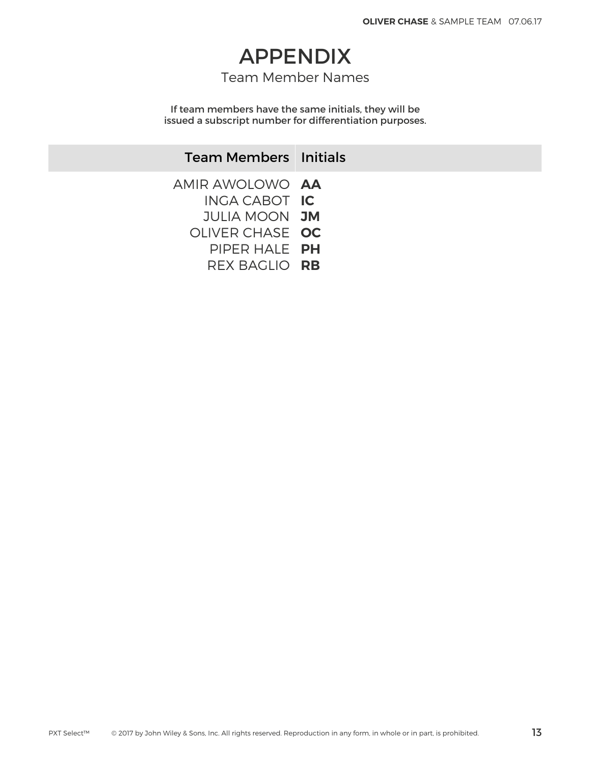# APPENDIX

## Team Member Names

If team members have the same initials, they will be issued a subscript number for differentiation purposes.

| Team Members | Initials |
| --- | --- |
| AMIR AWOLOWO | **AA** |
| INGA CABOT | **IC** |
| JULIA MOON | **JM** |
| OLIVER CHASE | **OC** |
| PIPER HALE | **PH** |
| REX BAGLIO | **RB** |